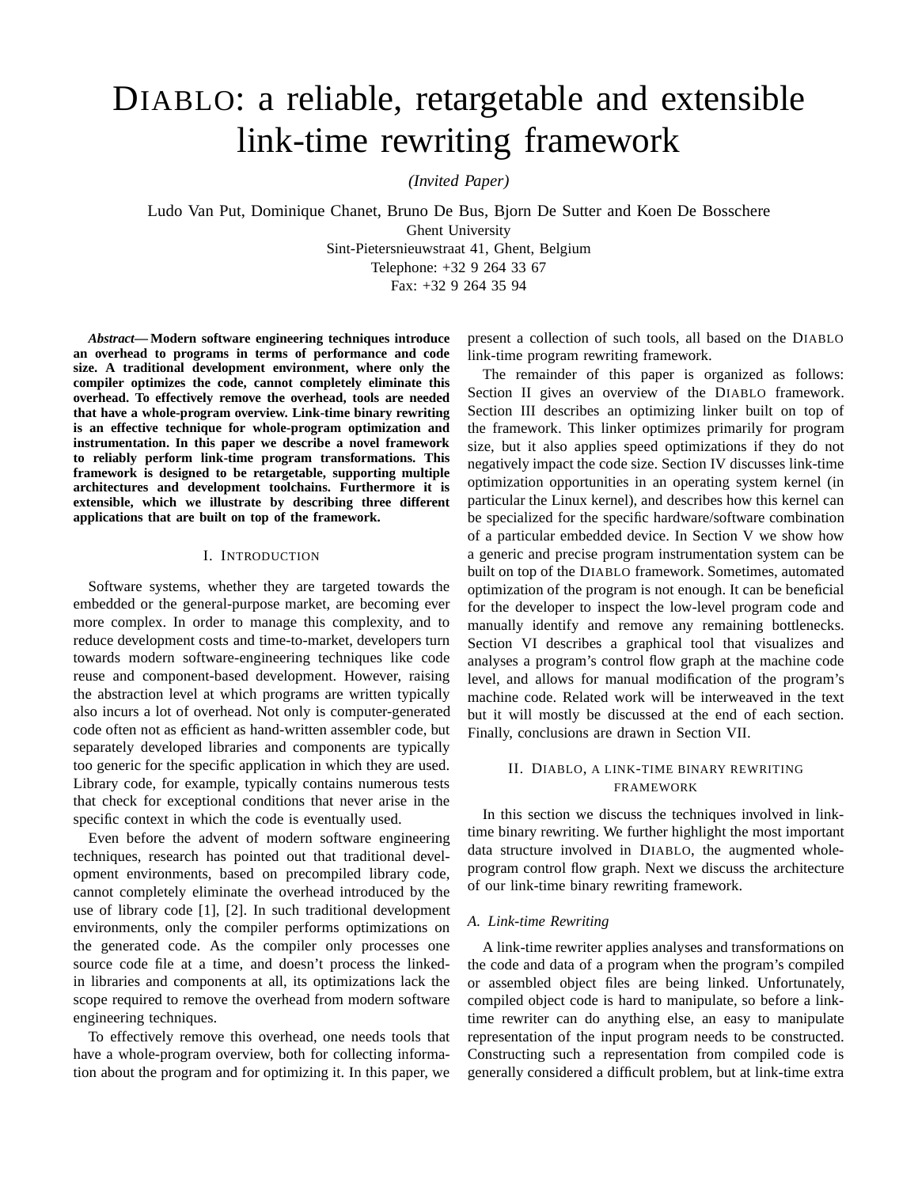# DIABLO: a reliable, retargetable and extensible link-time rewriting framework

*(Invited Paper)*

Ludo Van Put, Dominique Chanet, Bruno De Bus, Bjorn De Sutter and Koen De Bosschere
Ghent University
Sint-Pietersnieuwstraat 41, Ghent, Belgium
Telephone: +32 9 264 33 67
Fax: +32 9 264 35 94

***Abstract*— Modern software engineering techniques introduce an overhead to programs in terms of performance and code size. A traditional development environment, where only the compiler optimizes the code, cannot completely eliminate this overhead. To effectively remove the overhead, tools are needed that have a whole-program overview. Link-time binary rewriting is an effective technique for whole-program optimization and instrumentation. In this paper we describe a novel framework to reliably perform link-time program transformations. This framework is designed to be retargetable, supporting multiple architectures and development toolchains. Furthermore it is extensible, which we illustrate by describing three different applications that are built on top of the framework.**

## I. INTRODUCTION

Software systems, whether they are targeted towards the embedded or the general-purpose market, are becoming ever more complex. In order to manage this complexity, and to reduce development costs and time-to-market, developers turn towards modern software-engineering techniques like code reuse and component-based development. However, raising the abstraction level at which programs are written typically also incurs a lot of overhead. Not only is computer-generated code often not as efficient as hand-written assembler code, but separately developed libraries and components are typically too generic for the specific application in which they are used. Library code, for example, typically contains numerous tests that check for exceptional conditions that never arise in the specific context in which the code is eventually used.

Even before the advent of modern software engineering techniques, research has pointed out that traditional development environments, based on precompiled library code, cannot completely eliminate the overhead introduced by the use of library code [1], [2]. In such traditional development environments, only the compiler performs optimizations on the generated code. As the compiler only processes one source code file at a time, and doesn't process the linked-in libraries and components at all, its optimizations lack the scope required to remove the overhead from modern software engineering techniques.

To effectively remove this overhead, one needs tools that have a whole-program overview, both for collecting information about the program and for optimizing it. In this paper, we present a collection of such tools, all based on the DIABLO link-time program rewriting framework.

The remainder of this paper is organized as follows: Section II gives an overview of the DIABLO framework. Section III describes an optimizing linker built on top of the framework. This linker optimizes primarily for program size, but it also applies speed optimizations if they do not negatively impact the code size. Section IV discusses link-time optimization opportunities in an operating system kernel (in particular the Linux kernel), and describes how this kernel can be specialized for the specific hardware/software combination of a particular embedded device. In Section V we show how a generic and precise program instrumentation system can be built on top of the DIABLO framework. Sometimes, automated optimization of the program is not enough. It can be beneficial for the developer to inspect the low-level program code and manually identify and remove any remaining bottlenecks. Section VI describes a graphical tool that visualizes and analyses a program's control flow graph at the machine code level, and allows for manual modification of the program's machine code. Related work will be interweaved in the text but it will mostly be discussed at the end of each section. Finally, conclusions are drawn in Section VII.

## II. DIABLO, A LINK-TIME BINARY REWRITING FRAMEWORK

In this section we discuss the techniques involved in link-time binary rewriting. We further highlight the most important data structure involved in DIABLO, the augmented whole-program control flow graph. Next we discuss the architecture of our link-time binary rewriting framework.

### A. Link-time Rewriting

A link-time rewriter applies analyses and transformations on the code and data of a program when the program's compiled or assembled object files are being linked. Unfortunately, compiled object code is hard to manipulate, so before a link-time rewriter can do anything else, an easy to manipulate representation of the input program needs to be constructed. Constructing such a representation from compiled code is generally considered a difficult problem, but at link-time extra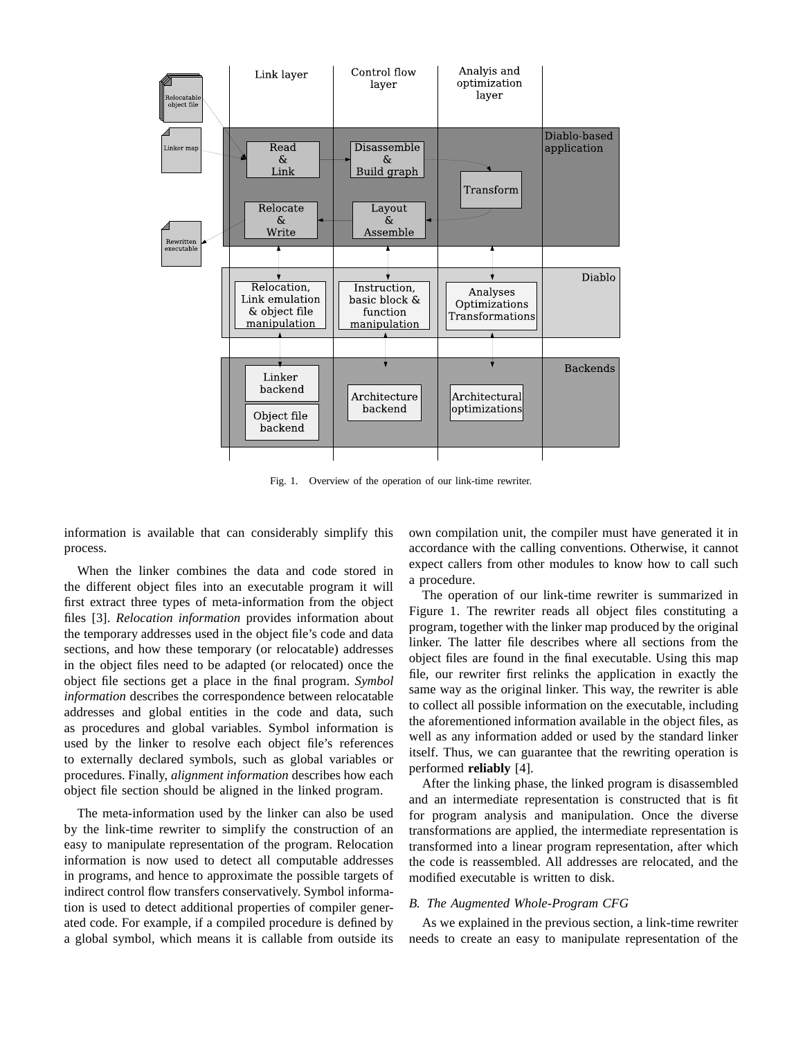Fig. 1. Overview of the operation of our link-time rewriter.

information is available that can considerably simplify this process.

When the linker combines the data and code stored in the different object files into an executable program it will first extract three types of meta-information from the object files [3]. *Relocation information* provides information about the temporary addresses used in the object file's code and data sections, and how these temporary (or relocatable) addresses in the object files need to be adapted (or relocated) once the object file sections get a place in the final program. *Symbol information* describes the correspondence between relocatable addresses and global entities in the code and data, such as procedures and global variables. Symbol information is used by the linker to resolve each object file's references to externally declared symbols, such as global variables or procedures. Finally, *alignment information* describes how each object file section should be aligned in the linked program.

The meta-information used by the linker can also be used by the link-time rewriter to simplify the construction of an easy to manipulate representation of the program. Relocation information is now used to detect all computable addresses in programs, and hence to approximate the possible targets of indirect control flow transfers conservatively. Symbol information is used to detect additional properties of compiler generated code. For example, if a compiled procedure is defined by a global symbol, which means it is callable from outside its own compilation unit, the compiler must have generated it in accordance with the calling conventions. Otherwise, it cannot expect callers from other modules to know how to call such a procedure.

The operation of our link-time rewriter is summarized in Figure 1. The rewriter reads all object files constituting a program, together with the linker map produced by the original linker. The latter file describes where all sections from the object files are found in the final executable. Using this map file, our rewriter first relinks the application in exactly the same way as the original linker. This way, the rewriter is able to collect all possible information on the executable, including the aforementioned information available in the object files, as well as any information added or used by the standard linker itself. Thus, we can guarantee that the rewriting operation is performed **reliably** [4].

After the linking phase, the linked program is disassembled and an intermediate representation is constructed that is fit for program analysis and manipulation. Once the diverse transformations are applied, the intermediate representation is transformed into a linear program representation, after which the code is reassembled. All addresses are relocated, and the modified executable is written to disk.

### B. The Augmented Whole-Program CFG

As we explained in the previous section, a link-time rewriter needs to create an easy to manipulate representation of the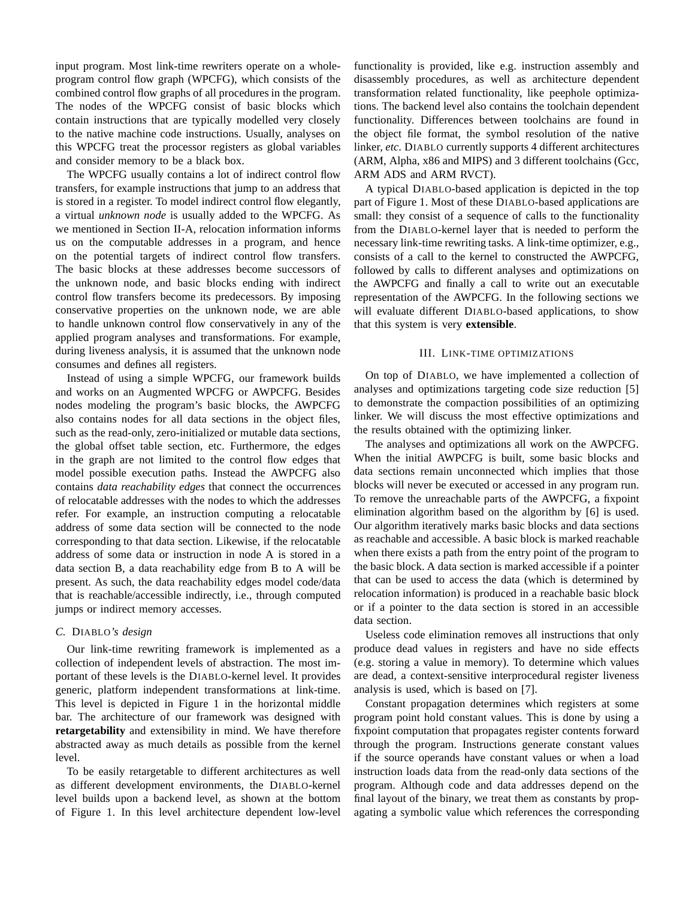input program. Most link-time rewriters operate on a whole-program control flow graph (WPCFG), which consists of the combined control flow graphs of all procedures in the program. The nodes of the WPCFG consist of basic blocks which contain instructions that are typically modelled very closely to the native machine code instructions. Usually, analyses on this WPCFG treat the processor registers as global variables and consider memory to be a black box.

The WPCFG usually contains a lot of indirect control flow transfers, for example instructions that jump to an address that is stored in a register. To model indirect control flow elegantly, a virtual *unknown node* is usually added to the WPCFG. As we mentioned in Section II-A, relocation information informs us on the computable addresses in a program, and hence on the potential targets of indirect control flow transfers. The basic blocks at these addresses become successors of the unknown node, and basic blocks ending with indirect control flow transfers become its predecessors. By imposing conservative properties on the unknown node, we are able to handle unknown control flow conservatively in any of the applied program analyses and transformations. For example, during liveness analysis, it is assumed that the unknown node consumes and defines all registers.

Instead of using a simple WPCFG, our framework builds and works on an Augmented WPCFG or AWPCFG. Besides nodes modeling the program's basic blocks, the AWPCFG also contains nodes for all data sections in the object files, such as the read-only, zero-initialized or mutable data sections, the global offset table section, etc. Furthermore, the edges in the graph are not limited to the control flow edges that model possible execution paths. Instead the AWPCFG also contains *data reachability edges* that connect the occurrences of relocatable addresses with the nodes to which the addresses refer. For example, an instruction computing a relocatable address of some data section will be connected to the node corresponding to that data section. Likewise, if the relocatable address of some data or instruction in node A is stored in a data section B, a data reachability edge from B to A will be present. As such, the data reachability edges model code/data that is reachable/accessible indirectly, i.e., through computed jumps or indirect memory accesses.

### *C. DIABLO's design*

Our link-time rewriting framework is implemented as a collection of independent levels of abstraction. The most important of these levels is the DIABLO-kernel level. It provides generic, platform independent transformations at link-time. This level is depicted in Figure 1 in the horizontal middle bar. The architecture of our framework was designed with **retargetability** and extensibility in mind. We have therefore abstracted away as much details as possible from the kernel level.

To be easily retargetable to different architectures as well as different development environments, the DIABLO-kernel level builds upon a backend level, as shown at the bottom of Figure 1. In this level architecture dependent low-level functionality is provided, like e.g. instruction assembly and disassembly procedures, as well as architecture dependent transformation related functionality, like peephole optimizations. The backend level also contains the toolchain dependent functionality. Differences between toolchains are found in the object file format, the symbol resolution of the native linker, *etc*. DIABLO currently supports 4 different architectures (ARM, Alpha, x86 and MIPS) and 3 different toolchains (Gcc, ARM ADS and ARM RVCT).

A typical DIABLO-based application is depicted in the top part of Figure 1. Most of these DIABLO-based applications are small: they consist of a sequence of calls to the functionality from the DIABLO-kernel layer that is needed to perform the necessary link-time rewriting tasks. A link-time optimizer, e.g., consists of a call to the kernel to constructed the AWPCFG, followed by calls to different analyses and optimizations on the AWPCFG and finally a call to write out an executable representation of the AWPCFG. In the following sections we will evaluate different DIABLO-based applications, to show that this system is very **extensible**.

## III. LINK-TIME OPTIMIZATIONS

On top of DIABLO, we have implemented a collection of analyses and optimizations targeting code size reduction [5] to demonstrate the compaction possibilities of an optimizing linker. We will discuss the most effective optimizations and the results obtained with the optimizing linker.

The analyses and optimizations all work on the AWPCFG. When the initial AWPCFG is built, some basic blocks and data sections remain unconnected which implies that those blocks will never be executed or accessed in any program run. To remove the unreachable parts of the AWPCFG, a fixpoint elimination algorithm based on the algorithm by [6] is used. Our algorithm iteratively marks basic blocks and data sections as reachable and accessible. A basic block is marked reachable when there exists a path from the entry point of the program to the basic block. A data section is marked accessible if a pointer that can be used to access the data (which is determined by relocation information) is produced in a reachable basic block or if a pointer to the data section is stored in an accessible data section.

Useless code elimination removes all instructions that only produce dead values in registers and have no side effects (e.g. storing a value in memory). To determine which values are dead, a context-sensitive interprocedural register liveness analysis is used, which is based on [7].

Constant propagation determines which registers at some program point hold constant values. This is done by using a fixpoint computation that propagates register contents forward through the program. Instructions generate constant values if the source operands have constant values or when a load instruction loads data from the read-only data sections of the program. Although code and data addresses depend on the final layout of the binary, we treat them as constants by propagating a symbolic value which references the corresponding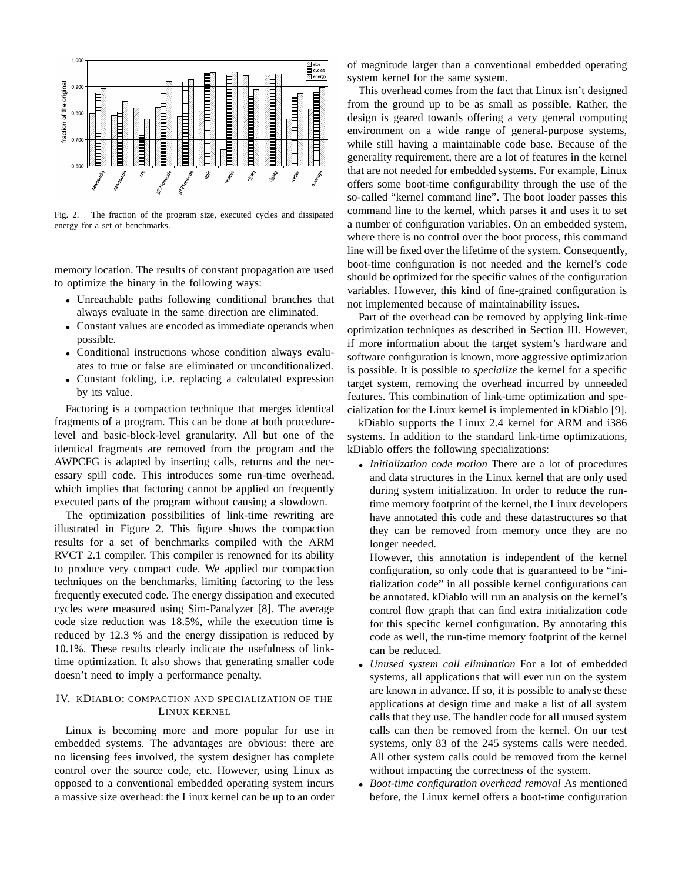1,000
0,900
0,800
0,700
0,600

fraction of the original

size
cycles
energy

rawcaudio
rawdaudio
crc
g721decode
g721encode
epic
unepic
cjpeg
djpeg
vortex
average

Fig. 2. The fraction of the program size, executed cycles and dissipated energy for a set of benchmarks.

memory location. The results of constant propagation are used to optimize the binary in the following ways:

- Unreachable paths following conditional branches that always evaluate in the same direction are eliminated.
- Constant values are encoded as immediate operands when possible.
- Conditional instructions whose condition always evaluates to true or false are eliminated or unconditionalized.
- Constant folding, i.e. replacing a calculated expression by its value.

Factoring is a compaction technique that merges identical fragments of a program. This can be done at both procedure-level and basic-block-level granularity. All but one of the identical fragments are removed from the program and the AWPCFG is adapted by inserting calls, returns and the necessary spill code. This introduces some run-time overhead, which implies that factoring cannot be applied on frequently executed parts of the program without causing a slowdown.

The optimization possibilities of link-time rewriting are illustrated in Figure 2. This figure shows the compaction results for a set of benchmarks compiled with the ARM RVCT 2.1 compiler. This compiler is renowned for its ability to produce very compact code. We applied our compaction techniques on the benchmarks, limiting factoring to the less frequently executed code. The energy dissipation and executed cycles were measured using Sim-Panalyzer [8]. The average code size reduction was 18.5%, while the execution time is reduced by 12.3 % and the energy dissipation is reduced by 10.1%. These results clearly indicate the usefulness of link-time optimization. It also shows that generating smaller code doesn't need to imply a performance penalty.

## IV. kDiablo: Compaction and Specialization of the Linux Kernel

Linux is becoming more and more popular for use in embedded systems. The advantages are obvious: there are no licensing fees involved, the system designer has complete control over the source code, etc. However, using Linux as opposed to a conventional embedded operating system incurs a massive size overhead: the Linux kernel can be up to an order of magnitude larger than a conventional embedded operating system kernel for the same system.

This overhead comes from the fact that Linux isn't designed from the ground up to be as small as possible. Rather, the design is geared towards offering a very general computing environment on a wide range of general-purpose systems, while still having a maintainable code base. Because of the generality requirement, there are a lot of features in the kernel that are not needed for embedded systems. For example, Linux offers some boot-time configurability through the use of the so-called "kernel command line". The boot loader passes this command line to the kernel, which parses it and uses it to set a number of configuration variables. On an embedded system, where there is no control over the boot process, this command line will be fixed over the lifetime of the system. Consequently, boot-time configuration is not needed and the kernel's code should be optimized for the specific values of the configuration variables. However, this kind of fine-grained configuration is not implemented because of maintainability issues.

Part of the overhead can be removed by applying link-time optimization techniques as described in Section III. However, if more information about the target system's hardware and software configuration is known, more aggressive optimization is possible. It is possible to *specialize* the kernel for a specific target system, removing the overhead incurred by unneeded features. This combination of link-time optimization and specialization for the Linux kernel is implemented in kDiablo [9].

kDiablo supports the Linux 2.4 kernel for ARM and i386 systems. In addition to the standard link-time optimizations, kDiablo offers the following specializations:

- *Initialization code motion* There are a lot of procedures and data structures in the Linux kernel that are only used during system initialization. In order to reduce the run-time memory footprint of the kernel, the Linux developers have annotated this code and these datastructures so that they can be removed from memory once they are no longer needed.

  However, this annotation is independent of the kernel configuration, so only code that is guaranteed to be "initialization code" in all possible kernel configurations can be annotated. kDiablo will run an analysis on the kernel's control flow graph that can find extra initialization code for this specific kernel configuration. By annotating this code as well, the run-time memory footprint of the kernel can be reduced.
- *Unused system call elimination* For a lot of embedded systems, all applications that will ever run on the system are known in advance. If so, it is possible to analyse these applications at design time and make a list of all system calls that they use. The handler code for all unused system calls can then be removed from the kernel. On our test systems, only 83 of the 245 systems calls were needed. All other system calls could be removed from the kernel without impacting the correctness of the system.
- *Boot-time configuration overhead removal* As mentioned before, the Linux kernel offers a boot-time configuration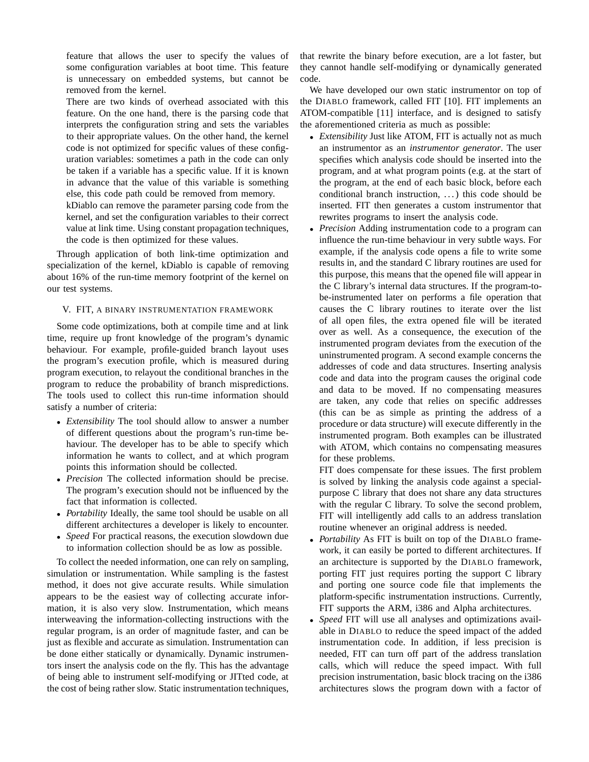feature that allows the user to specify the values of some configuration variables at boot time. This feature is unnecessary on embedded systems, but cannot be removed from the kernel.

There are two kinds of overhead associated with this feature. On the one hand, there is the parsing code that interprets the configuration string and sets the variables to their appropriate values. On the other hand, the kernel code is not optimized for specific values of these configuration variables: sometimes a path in the code can only be taken if a variable has a specific value. If it is known in advance that the value of this variable is something else, this code path could be removed from memory.

kDiablo can remove the parameter parsing code from the kernel, and set the configuration variables to their correct value at link time. Using constant propagation techniques, the code is then optimized for these values.

Through application of both link-time optimization and specialization of the kernel, kDiablo is capable of removing about 16% of the run-time memory footprint of the kernel on our test systems.

## V. FIT, A BINARY INSTRUMENTATION FRAMEWORK

Some code optimizations, both at compile time and at link time, require up front knowledge of the program's dynamic behaviour. For example, profile-guided branch layout uses the program's execution profile, which is measured during program execution, to relayout the conditional branches in the program to reduce the probability of branch mispredictions. The tools used to collect this run-time information should satisfy a number of criteria:

- *Extensibility* The tool should allow to answer a number of different questions about the program's run-time behaviour. The developer has to be able to specify which information he wants to collect, and at which program points this information should be collected.
- *Precision* The collected information should be precise. The program's execution should not be influenced by the fact that information is collected.
- *Portability* Ideally, the same tool should be usable on all different architectures a developer is likely to encounter.
- *Speed* For practical reasons, the execution slowdown due to information collection should be as low as possible.

To collect the needed information, one can rely on sampling, simulation or instrumentation. While sampling is the fastest method, it does not give accurate results. While simulation appears to be the easiest way of collecting accurate information, it is also very slow. Instrumentation, which means interweaving the information-collecting instructions with the regular program, is an order of magnitude faster, and can be just as flexible and accurate as simulation. Instrumentation can be done either statically or dynamically. Dynamic instrumentors insert the analysis code on the fly. This has the advantage of being able to instrument self-modifying or JITted code, at the cost of being rather slow. Static instrumentation techniques, that rewrite the binary before execution, are a lot faster, but they cannot handle self-modifying or dynamically generated code.

We have developed our own static instrumentor on top of the DIABLO framework, called FIT [10]. FIT implements an ATOM-compatible [11] interface, and is designed to satisfy the aforementioned criteria as much as possible:

- *Extensibility* Just like ATOM, FIT is actually not as much an instrumentor as an *instrumentor generator*. The user specifies which analysis code should be inserted into the program, and at what program points (e.g. at the start of the program, at the end of each basic block, before each conditional branch instruction, ...) this code should be inserted. FIT then generates a custom instrumentor that rewrites programs to insert the analysis code.
- *Precision* Adding instrumentation code to a program can influence the run-time behaviour in very subtle ways. For example, if the analysis code opens a file to write some results in, and the standard C library routines are used for this purpose, this means that the opened file will appear in the C library's internal data structures. If the program-to-be-instrumented later on performs a file operation that causes the C library routines to iterate over the list of all open files, the extra opened file will be iterated over as well. As a consequence, the execution of the instrumented program deviates from the execution of the uninstrumented program. A second example concerns the addresses of code and data structures. Inserting analysis code and data into the program causes the original code and data to be moved. If no compensating measures are taken, any code that relies on specific addresses (this can be as simple as printing the address of a procedure or data structure) will execute differently in the instrumented program. Both examples can be illustrated with ATOM, which contains no compensating measures for these problems.

  FIT does compensate for these issues. The first problem is solved by linking the analysis code against a special-purpose C library that does not share any data structures with the regular C library. To solve the second problem, FIT will intelligently add calls to an address translation routine whenever an original address is needed.
- *Portability* As FIT is built on top of the DIABLO framework, it can easily be ported to different architectures. If an architecture is supported by the DIABLO framework, porting FIT just requires porting the support C library and porting one source code file that implements the platform-specific instrumentation instructions. Currently, FIT supports the ARM, i386 and Alpha architectures.
- *Speed* FIT will use all analyses and optimizations available in DIABLO to reduce the speed impact of the added instrumentation code. In addition, if less precision is needed, FIT can turn off part of the address translation calls, which will reduce the speed impact. With full precision instrumentation, basic block tracing on the i386 architectures slows the program down with a factor of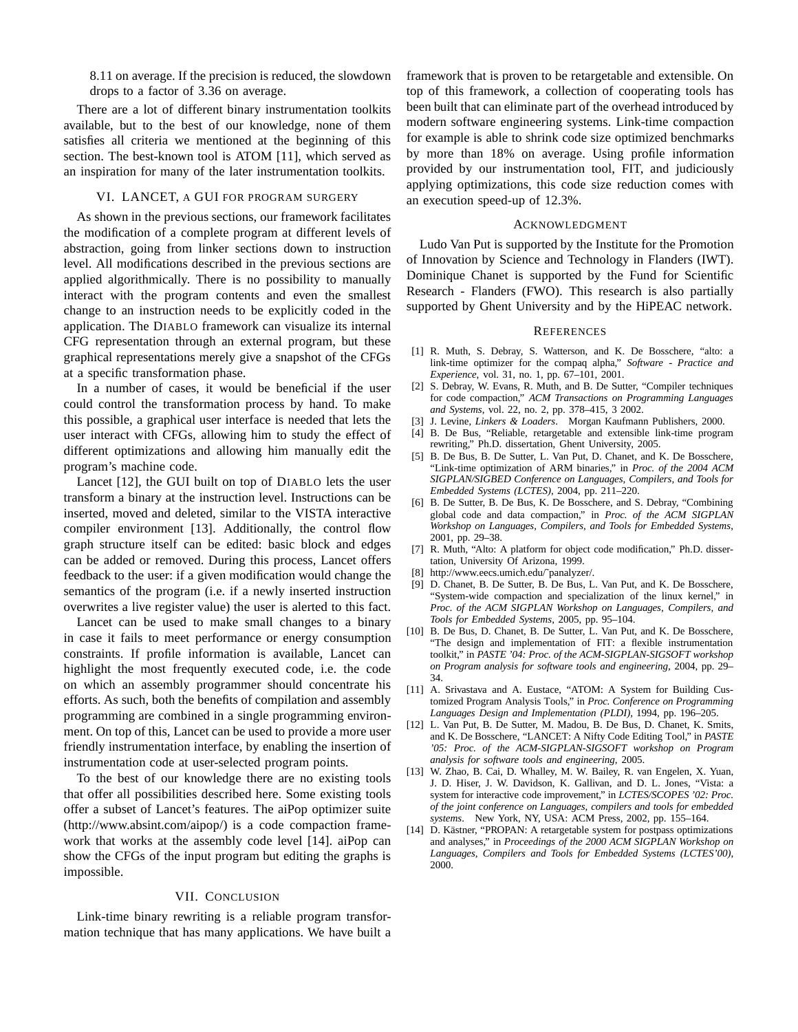8.11 on average. If the precision is reduced, the slowdown drops to a factor of 3.36 on average.

There are a lot of different binary instrumentation toolkits available, but to the best of our knowledge, none of them satisfies all criteria we mentioned at the beginning of this section. The best-known tool is ATOM [11], which served as an inspiration for many of the later instrumentation toolkits.

## VI. LANCET, A GUI FOR PROGRAM SURGERY

As shown in the previous sections, our framework facilitates the modification of a complete program at different levels of abstraction, going from linker sections down to instruction level. All modifications described in the previous sections are applied algorithmically. There is no possibility to manually interact with the program contents and even the smallest change to an instruction needs to be explicitly coded in the application. The DIABLO framework can visualize its internal CFG representation through an external program, but these graphical representations merely give a snapshot of the CFGs at a specific transformation phase.

In a number of cases, it would be beneficial if the user could control the transformation process by hand. To make this possible, a graphical user interface is needed that lets the user interact with CFGs, allowing him to study the effect of different optimizations and allowing him manually edit the program's machine code.

Lancet [12], the GUI built on top of DIABLO lets the user transform a binary at the instruction level. Instructions can be inserted, moved and deleted, similar to the VISTA interactive compiler environment [13]. Additionally, the control flow graph structure itself can be edited: basic block and edges can be added or removed. During this process, Lancet offers feedback to the user: if a given modification would change the semantics of the program (i.e. if a newly inserted instruction overwrites a live register value) the user is alerted to this fact.

Lancet can be used to make small changes to a binary in case it fails to meet performance or energy consumption constraints. If profile information is available, Lancet can highlight the most frequently executed code, i.e. the code on which an assembly programmer should concentrate his efforts. As such, both the benefits of compilation and assembly programming are combined in a single programming environment. On top of this, Lancet can be used to provide a more user friendly instrumentation interface, by enabling the insertion of instrumentation code at user-selected program points.

To the best of our knowledge there are no existing tools that offer all possibilities described here. Some existing tools offer a subset of Lancet's features. The aiPop optimizer suite (http://www.absint.com/aipop/) is a code compaction framework that works at the assembly code level [14]. aiPop can show the CFGs of the input program but editing the graphs is impossible.

## VII. CONCLUSION

Link-time binary rewriting is a reliable program transformation technique that has many applications. We have built a framework that is proven to be retargetable and extensible. On top of this framework, a collection of cooperating tools has been built that can eliminate part of the overhead introduced by modern software engineering systems. Link-time compaction for example is able to shrink code size optimized benchmarks by more than 18% on average. Using profile information provided by our instrumentation tool, FIT, and judiciously applying optimizations, this code size reduction comes with an execution speed-up of 12.3%.

## ACKNOWLEDGMENT

Ludo Van Put is supported by the Institute for the Promotion of Innovation by Science and Technology in Flanders (IWT). Dominique Chanet is supported by the Fund for Scientific Research - Flanders (FWO). This research is also partially supported by Ghent University and by the HiPEAC network.

## REFERENCES

[1] R. Muth, S. Debray, S. Watterson, and K. De Bosschere, "alto: a link-time optimizer for the compaq alpha," *Software - Practice and Experience*, vol. 31, no. 1, pp. 67–101, 2001.

[2] S. Debray, W. Evans, R. Muth, and B. De Sutter, "Compiler techniques for code compaction," *ACM Transactions on Programming Languages and Systems*, vol. 22, no. 2, pp. 378–415, 3 2002.

[3] J. Levine, *Linkers & Loaders*. Morgan Kaufmann Publishers, 2000.

[4] B. De Bus, "Reliable, retargetable and extensible link-time program rewriting," Ph.D. dissertation, Ghent University, 2005.

[5] B. De Bus, B. De Sutter, L. Van Put, D. Chanet, and K. De Bosschere, "Link-time optimization of ARM binaries," in *Proc. of the 2004 ACM SIGPLAN/SIGBED Conference on Languages, Compilers, and Tools for Embedded Systems (LCTES)*, 2004, pp. 211–220.

[6] B. De Sutter, B. De Bus, K. De Bosschere, and S. Debray, "Combining global code and data compaction," in *Proc. of the ACM SIGPLAN Workshop on Languages, Compilers, and Tools for Embedded Systems*, 2001, pp. 29–38.

[7] R. Muth, "Alto: A platform for object code modification," Ph.D. dissertation, University Of Arizona, 1999.

[8] http://www.eecs.umich.edu/~panalyzer/.

[9] D. Chanet, B. De Sutter, B. De Bus, L. Van Put, and K. De Bosschere, "System-wide compaction and specialization of the linux kernel," in *Proc. of the ACM SIGPLAN Workshop on Languages, Compilers, and Tools for Embedded Systems*, 2005, pp. 95–104.

[10] B. De Bus, D. Chanet, B. De Sutter, L. Van Put, and K. De Bosschere, "The design and implementation of FIT: a flexible instrumentation toolkit," in *PASTE '04: Proc. of the ACM-SIGPLAN-SIGSOFT workshop on Program analysis for software tools and engineering*, 2004, pp. 29–34.

[11] A. Srivastava and A. Eustace, "ATOM: A System for Building Customized Program Analysis Tools," in *Proc. Conference on Programming Languages Design and Implementation (PLDI)*, 1994, pp. 196–205.

[12] L. Van Put, B. De Sutter, M. Madou, B. De Bus, D. Chanet, K. Smits, and K. De Bosschere, "LANCET: A Nifty Code Editing Tool," in *PASTE '05: Proc. of the ACM-SIGPLAN-SIGSOFT workshop on Program analysis for software tools and engineering*, 2005.

[13] W. Zhao, B. Cai, D. Whalley, M. W. Bailey, R. van Engelen, X. Yuan, J. D. Hiser, J. W. Davidson, K. Gallivan, and D. L. Jones, "Vista: a system for interactive code improvement," in *LCTES/SCOPES '02: Proc. of the joint conference on Languages, compilers and tools for embedded systems*. New York, NY, USA: ACM Press, 2002, pp. 155–164.

[14] D. Kästner, "PROPAN: A retargetable system for postpass optimizations and analyses," in *Proceedings of the 2000 ACM SIGPLAN Workshop on Languages, Compilers and Tools for Embedded Systems (LCTES'00)*, 2000.